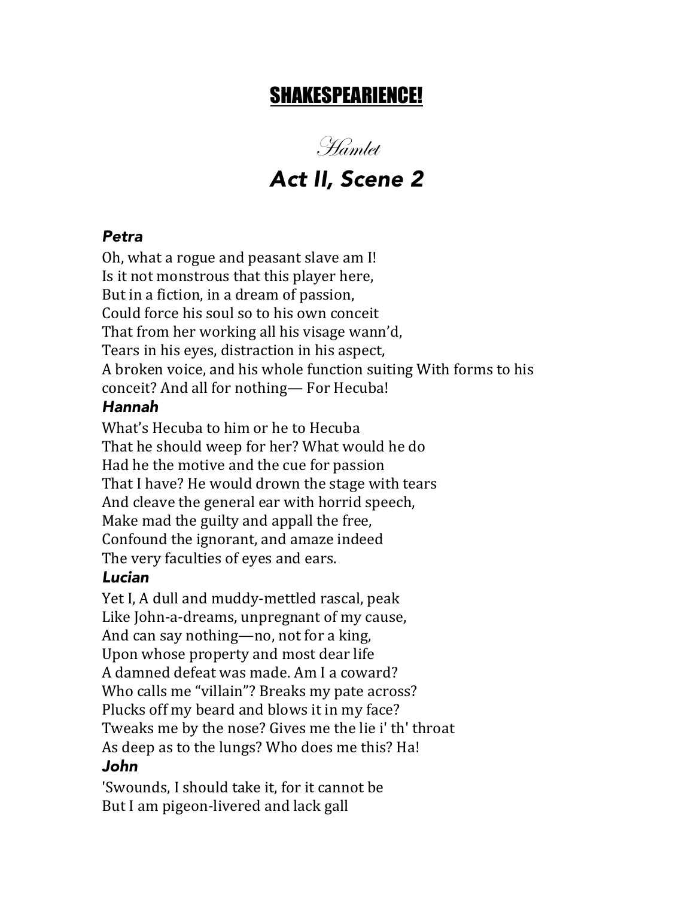# SHAKESPEARIENCE!

## *Hamlet*

## *Act II, Scene 2*

***Petra***

Oh, what a rogue and peasant slave am I!
Is it not monstrous that this player here,
But in a fiction, in a dream of passion,
Could force his soul so to his own conceit
That from her working all his visage wann'd,
Tears in his eyes, distraction in his aspect,
A broken voice, and his whole function suiting With forms to his conceit? And all for nothing— For Hecuba!

***Hannah***

What's Hecuba to him or he to Hecuba
That he should weep for her? What would he do
Had he the motive and the cue for passion
That I have? He would drown the stage with tears
And cleave the general ear with horrid speech,
Make mad the guilty and appall the free,
Confound the ignorant, and amaze indeed
The very faculties of eyes and ears.

***Lucian***

Yet I, A dull and muddy-mettled rascal, peak
Like John-a-dreams, unpregnant of my cause,
And can say nothing—no, not for a king,
Upon whose property and most dear life
A damned defeat was made. Am I a coward?
Who calls me "villain"? Breaks my pate across?
Plucks off my beard and blows it in my face?
Tweaks me by the nose? Gives me the lie i' th' throat
As deep as to the lungs? Who does me this? Ha!

***John***

'Swounds, I should take it, for it cannot be
But I am pigeon-livered and lack gall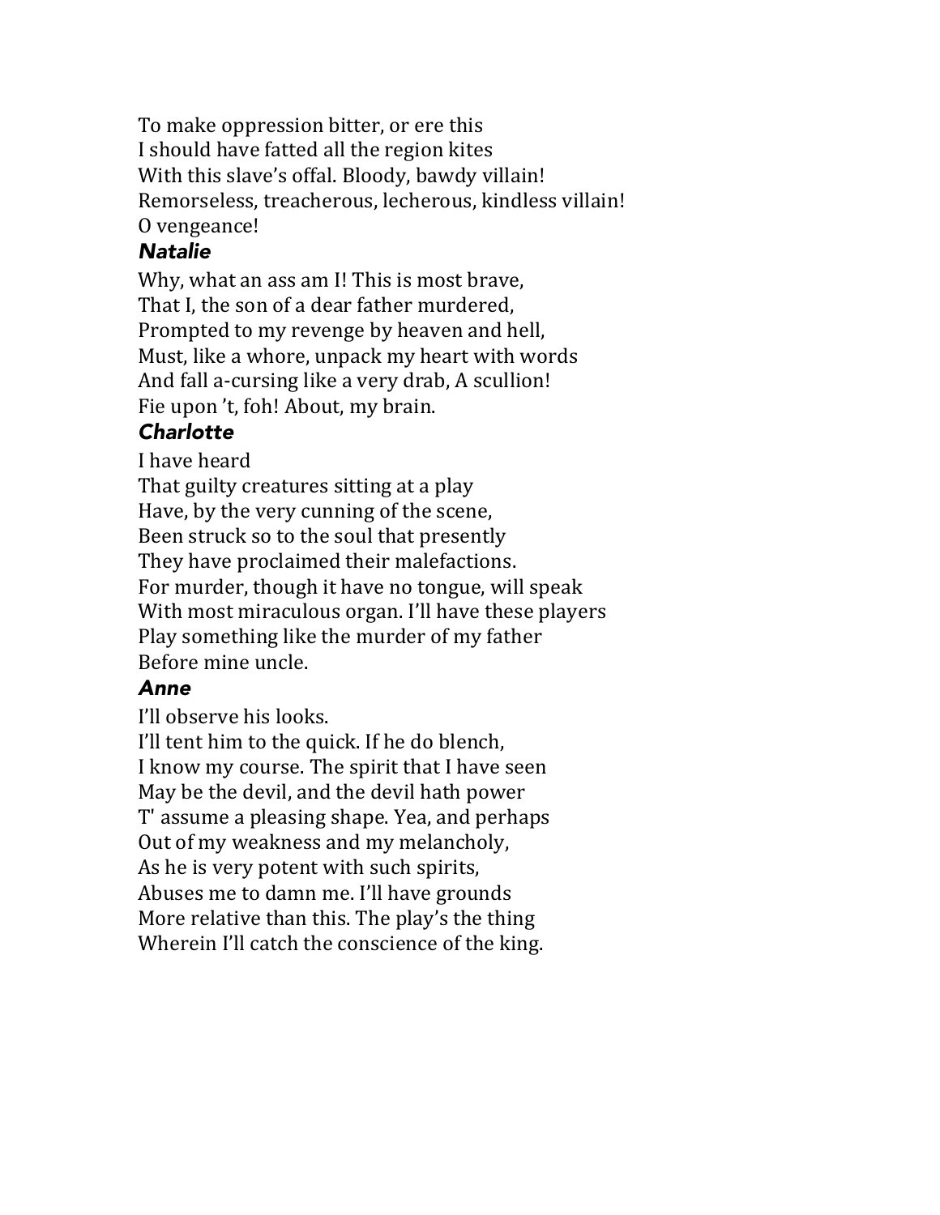To make oppression bitter, or ere this
I should have fatted all the region kites
With this slave's offal. Bloody, bawdy villain!
Remorseless, treacherous, lecherous, kindless villain!
O vengeance!

***Natalie***

Why, what an ass am I! This is most brave,
That I, the son of a dear father murdered,
Prompted to my revenge by heaven and hell,
Must, like a whore, unpack my heart with words
And fall a-cursing like a very drab, A scullion!
Fie upon 't, foh! About, my brain.

***Charlotte***

I have heard
That guilty creatures sitting at a play
Have, by the very cunning of the scene,
Been struck so to the soul that presently
They have proclaimed their malefactions.
For murder, though it have no tongue, will speak
With most miraculous organ. I'll have these players
Play something like the murder of my father
Before mine uncle.

***Anne***

I'll observe his looks.
I'll tent him to the quick. If he do blench,
I know my course. The spirit that I have seen
May be the devil, and the devil hath power
T' assume a pleasing shape. Yea, and perhaps
Out of my weakness and my melancholy,
As he is very potent with such spirits,
Abuses me to damn me. I'll have grounds
More relative than this. The play's the thing
Wherein I'll catch the conscience of the king.